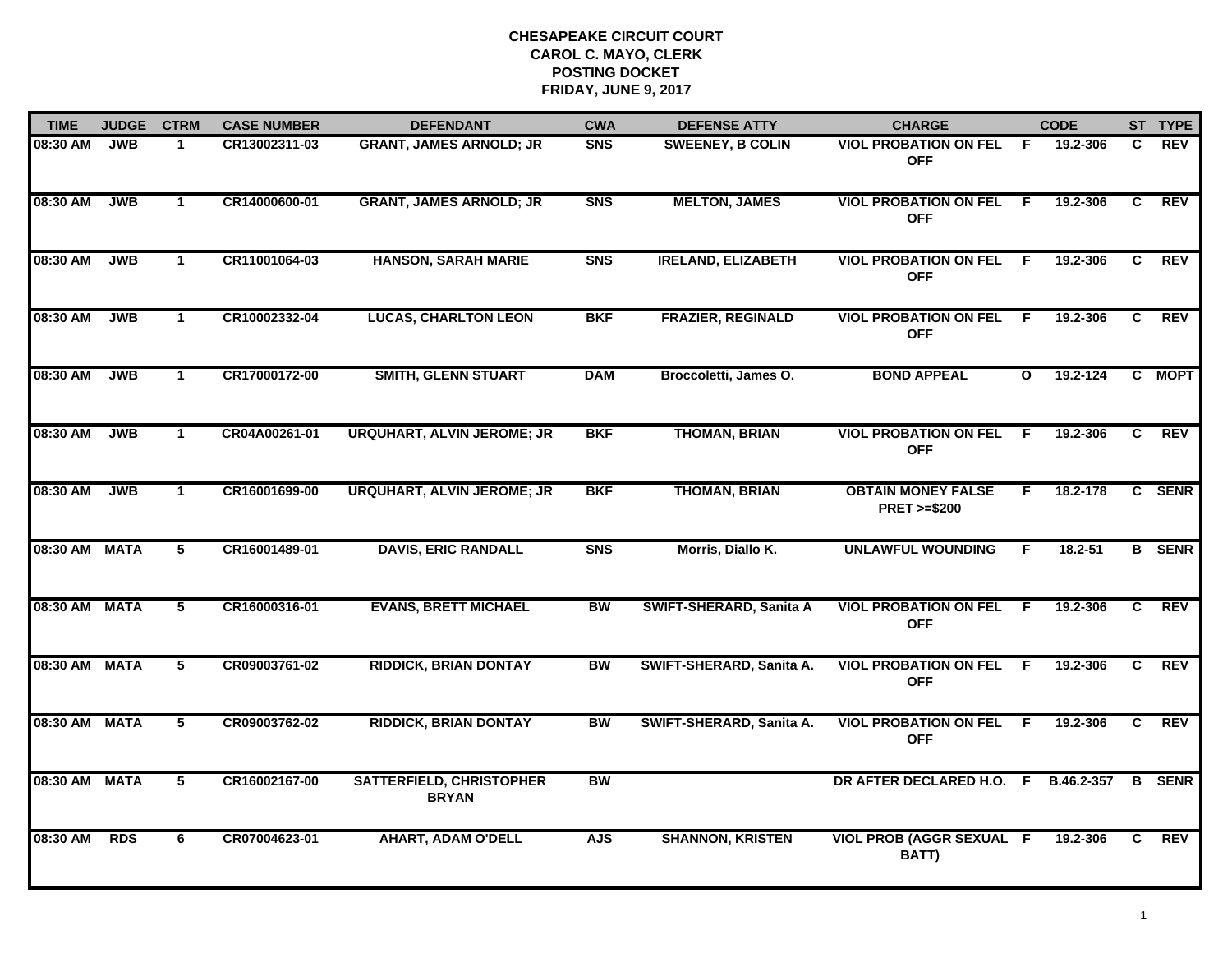# CHESAPEAKE CIRCUIT COURT
## CAROL C. MAYO, CLERK
## POSTING DOCKET
## FRIDAY, JUNE 9, 2017

| TIME | JUDGE | CTRM | CASE NUMBER | DEFENDANT | CWA | DEFENSE ATTY | CHARGE | | CODE | ST | TYPE |
|---|---|---|---|---|---|---|---|---|---|---|---|
| 08:30 AM | JWB | 1 | CR13002311-03 | GRANT, JAMES ARNOLD; JR | SNS | SWEENEY, B COLIN | VIOL PROBATION ON FEL OFF | F | 19.2-306 | C | REV |
| 08:30 AM | JWB | 1 | CR14000600-01 | GRANT, JAMES ARNOLD; JR | SNS | MELTON, JAMES | VIOL PROBATION ON FEL OFF | F | 19.2-306 | C | REV |
| 08:30 AM | JWB | 1 | CR11001064-03 | HANSON, SARAH MARIE | SNS | IRELAND, ELIZABETH | VIOL PROBATION ON FEL OFF | F | 19.2-306 | C | REV |
| 08:30 AM | JWB | 1 | CR10002332-04 | LUCAS, CHARLTON LEON | BKF | FRAZIER, REGINALD | VIOL PROBATION ON FEL OFF | F | 19.2-306 | C | REV |
| 08:30 AM | JWB | 1 | CR17000172-00 | SMITH, GLENN STUART | DAM | Broccoletti, James O. | BOND APPEAL | O | 19.2-124 | C | MOPT |
| 08:30 AM | JWB | 1 | CR04A00261-01 | URQUHART, ALVIN JEROME; JR | BKF | THOMAN, BRIAN | VIOL PROBATION ON FEL OFF | F | 19.2-306 | C | REV |
| 08:30 AM | JWB | 1 | CR16001699-00 | URQUHART, ALVIN JEROME; JR | BKF | THOMAN, BRIAN | OBTAIN MONEY FALSE PRET >=$200 | F | 18.2-178 | C | SENR |
| 08:30 AM | MATA | 5 | CR16001489-01 | DAVIS, ERIC RANDALL | SNS | Morris, Diallo K. | UNLAWFUL WOUNDING | F | 18.2-51 | B | SENR |
| 08:30 AM | MATA | 5 | CR16000316-01 | EVANS, BRETT MICHAEL | BW | SWIFT-SHERARD, Sanita A | VIOL PROBATION ON FEL OFF | F | 19.2-306 | C | REV |
| 08:30 AM | MATA | 5 | CR09003761-02 | RIDDICK, BRIAN DONTAY | BW | SWIFT-SHERARD, Sanita A. | VIOL PROBATION ON FEL OFF | F | 19.2-306 | C | REV |
| 08:30 AM | MATA | 5 | CR09003762-02 | RIDDICK, BRIAN DONTAY | BW | SWIFT-SHERARD, Sanita A. | VIOL PROBATION ON FEL OFF | F | 19.2-306 | C | REV |
| 08:30 AM | MATA | 5 | CR16002167-00 | SATTERFIELD, CHRISTOPHER BRYAN | BW | | DR AFTER DECLARED H.O. | F | B.46.2-357 | B | SENR |
| 08:30 AM | RDS | 6 | CR07004623-01 | AHART, ADAM O'DELL | AJS | SHANNON, KRISTEN | VIOL PROB (AGGR SEXUAL BATT) | F | 19.2-306 | C | REV |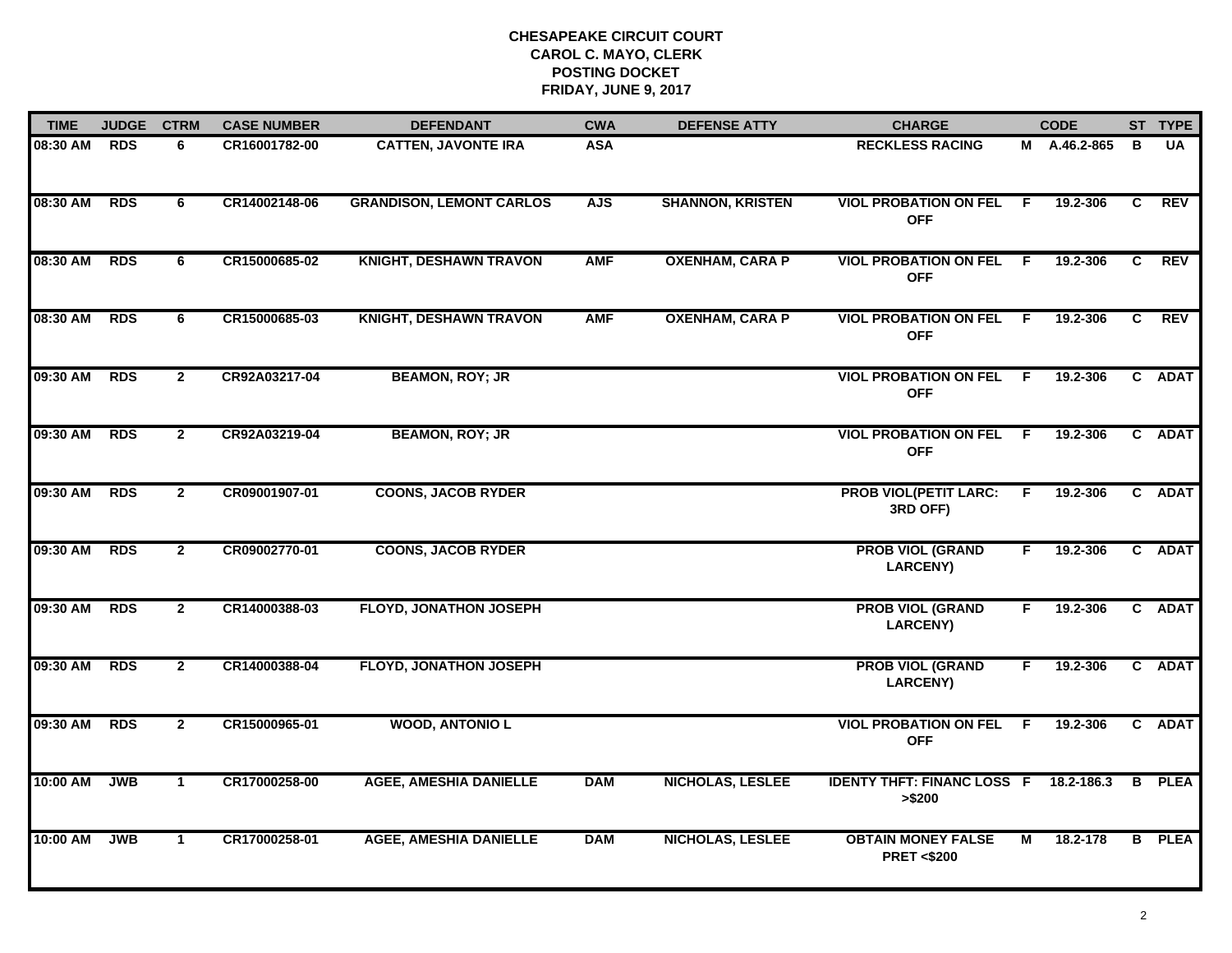# CHESAPEAKE CIRCUIT COURT
## CAROL C. MAYO, CLERK
## POSTING DOCKET
## FRIDAY, JUNE 9, 2017

| TIME | JUDGE | CTRM | CASE NUMBER | DEFENDANT | CWA | DEFENSE ATTY | CHARGE | | CODE | ST | TYPE |
|---|---|---|---|---|---|---|---|---|---|---|---|
| 08:30 AM | RDS | 6 | CR16001782-00 | CATTEN, JAVONTE IRA | ASA | | RECKLESS RACING | M | A.46.2-865 | B | UA |
| 08:30 AM | RDS | 6 | CR14002148-06 | GRANDISON, LEMONT CARLOS | AJS | SHANNON, KRISTEN | VIOL PROBATION ON FEL OFF | F | 19.2-306 | C | REV |
| 08:30 AM | RDS | 6 | CR15000685-02 | KNIGHT, DESHAWN TRAVON | AMF | OXENHAM, CARA P | VIOL PROBATION ON FEL OFF | F | 19.2-306 | C | REV |
| 08:30 AM | RDS | 6 | CR15000685-03 | KNIGHT, DESHAWN TRAVON | AMF | OXENHAM, CARA P | VIOL PROBATION ON FEL OFF | F | 19.2-306 | C | REV |
| 09:30 AM | RDS | 2 | CR92A03217-04 | BEAMON, ROY; JR | | | VIOL PROBATION ON FEL OFF | F | 19.2-306 | C | ADAT |
| 09:30 AM | RDS | 2 | CR92A03219-04 | BEAMON, ROY; JR | | | VIOL PROBATION ON FEL OFF | F | 19.2-306 | C | ADAT |
| 09:30 AM | RDS | 2 | CR09001907-01 | COONS, JACOB RYDER | | | PROB VIOL(PETIT LARC: 3RD OFF) | F | 19.2-306 | C | ADAT |
| 09:30 AM | RDS | 2 | CR09002770-01 | COONS, JACOB RYDER | | | PROB VIOL (GRAND LARCENY) | F | 19.2-306 | C | ADAT |
| 09:30 AM | RDS | 2 | CR14000388-03 | FLOYD, JONATHON JOSEPH | | | PROB VIOL (GRAND LARCENY) | F | 19.2-306 | C | ADAT |
| 09:30 AM | RDS | 2 | CR14000388-04 | FLOYD, JONATHON JOSEPH | | | PROB VIOL (GRAND LARCENY) | F | 19.2-306 | C | ADAT |
| 09:30 AM | RDS | 2 | CR15000965-01 | WOOD, ANTONIO L | | | VIOL PROBATION ON FEL OFF | F | 19.2-306 | C | ADAT |
| 10:00 AM | JWB | 1 | CR17000258-00 | AGEE, AMESHIA DANIELLE | DAM | NICHOLAS, LESLEE | IDENTY THFT: FINANC LOSS >$200 | F | 18.2-186.3 | B | PLEA |
| 10:00 AM | JWB | 1 | CR17000258-01 | AGEE, AMESHIA DANIELLE | DAM | NICHOLAS, LESLEE | OBTAIN MONEY FALSE PRET <$200 | M | 18.2-178 | B | PLEA |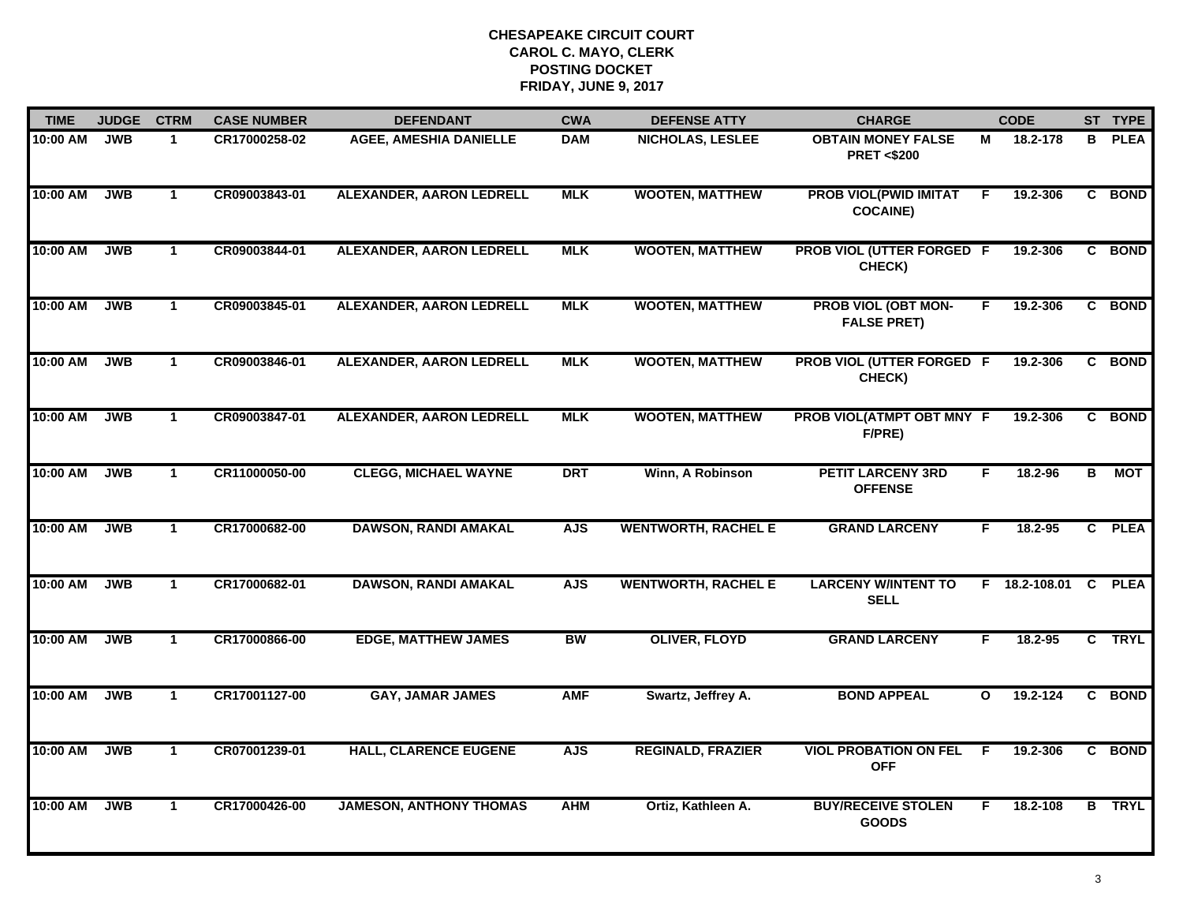**CHESAPEAKE CIRCUIT COURT**
**CAROL C. MAYO, CLERK**
**POSTING DOCKET**
**FRIDAY, JUNE 9, 2017**

| TIME | JUDGE | CTRM | CASE NUMBER | DEFENDANT | CWA | DEFENSE ATTY | CHARGE | | CODE | ST | TYPE |
|---|---|---|---|---|---|---|---|---|---|---|---|
| 10:00 AM | JWB | 1 | CR17000258-02 | AGEE, AMESHIA DANIELLE | DAM | NICHOLAS, LESLEE | OBTAIN MONEY FALSE PRET <$200 | M | 18.2-178 | B | PLEA |
| 10:00 AM | JWB | 1 | CR09003843-01 | ALEXANDER, AARON LEDRELL | MLK | WOOTEN, MATTHEW | PROB VIOL(PWID IMITAT COCAINE) | F | 19.2-306 | C | BOND |
| 10:00 AM | JWB | 1 | CR09003844-01 | ALEXANDER, AARON LEDRELL | MLK | WOOTEN, MATTHEW | PROB VIOL (UTTER FORGED CHECK) | F | 19.2-306 | C | BOND |
| 10:00 AM | JWB | 1 | CR09003845-01 | ALEXANDER, AARON LEDRELL | MLK | WOOTEN, MATTHEW | PROB VIOL (OBT MON-FALSE PRET) | F | 19.2-306 | C | BOND |
| 10:00 AM | JWB | 1 | CR09003846-01 | ALEXANDER, AARON LEDRELL | MLK | WOOTEN, MATTHEW | PROB VIOL (UTTER FORGED CHECK) | F | 19.2-306 | C | BOND |
| 10:00 AM | JWB | 1 | CR09003847-01 | ALEXANDER, AARON LEDRELL | MLK | WOOTEN, MATTHEW | PROB VIOL(ATMPT OBT MNY F/PRE) | F | 19.2-306 | C | BOND |
| 10:00 AM | JWB | 1 | CR11000050-00 | CLEGG, MICHAEL WAYNE | DRT | Winn, A Robinson | PETIT LARCENY 3RD OFFENSE | F | 18.2-96 | B | MOT |
| 10:00 AM | JWB | 1 | CR17000682-00 | DAWSON, RANDI AMAKAL | AJS | WENTWORTH, RACHEL E | GRAND LARCENY | F | 18.2-95 | C | PLEA |
| 10:00 AM | JWB | 1 | CR17000682-01 | DAWSON, RANDI AMAKAL | AJS | WENTWORTH, RACHEL E | LARCENY W/INTENT TO SELL | F | 18.2-108.01 | C | PLEA |
| 10:00 AM | JWB | 1 | CR17000866-00 | EDGE, MATTHEW JAMES | BW | OLIVER, FLOYD | GRAND LARCENY | F | 18.2-95 | C | TRYL |
| 10:00 AM | JWB | 1 | CR17001127-00 | GAY, JAMAR JAMES | AMF | Swartz, Jeffrey A. | BOND APPEAL | O | 19.2-124 | C | BOND |
| 10:00 AM | JWB | 1 | CR07001239-01 | HALL, CLARENCE EUGENE | AJS | REGINALD, FRAZIER | VIOL PROBATION ON FEL OFF | F | 19.2-306 | C | BOND |
| 10:00 AM | JWB | 1 | CR17000426-00 | JAMESON, ANTHONY THOMAS | AHM | Ortiz, Kathleen A. | BUY/RECEIVE STOLEN GOODS | F | 18.2-108 | B | TRYL |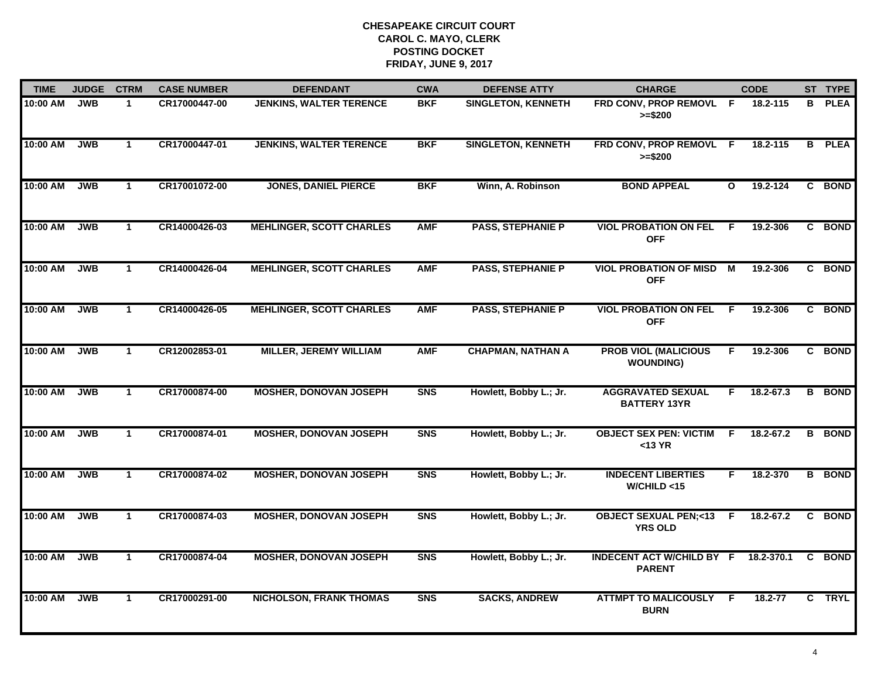**CHESAPEAKE CIRCUIT COURT**
**CAROL C. MAYO, CLERK**
**POSTING DOCKET**
**FRIDAY, JUNE 9, 2017**

| TIME | JUDGE | CTRM | CASE NUMBER | DEFENDANT | CWA | DEFENSE ATTY | CHARGE | | CODE | ST | TYPE |
|---|---|---|---|---|---|---|---|---|---|---|---|
| 10:00 AM | JWB | 1 | CR17000447-00 | JENKINS, WALTER TERENCE | BKF | SINGLETON, KENNETH | FRD CONV, PROP REMOVL >=$200 | F | 18.2-115 | B | PLEA |
| 10:00 AM | JWB | 1 | CR17000447-01 | JENKINS, WALTER TERENCE | BKF | SINGLETON, KENNETH | FRD CONV, PROP REMOVL >=$200 | F | 18.2-115 | B | PLEA |
| 10:00 AM | JWB | 1 | CR17001072-00 | JONES, DANIEL PIERCE | BKF | Winn, A. Robinson | BOND APPEAL | O | 19.2-124 | C | BOND |
| 10:00 AM | JWB | 1 | CR14000426-03 | MEHLINGER, SCOTT CHARLES | AMF | PASS, STEPHANIE P | VIOL PROBATION ON FEL OFF | F | 19.2-306 | C | BOND |
| 10:00 AM | JWB | 1 | CR14000426-04 | MEHLINGER, SCOTT CHARLES | AMF | PASS, STEPHANIE P | VIOL PROBATION OF MISD OFF | M | 19.2-306 | C | BOND |
| 10:00 AM | JWB | 1 | CR14000426-05 | MEHLINGER, SCOTT CHARLES | AMF | PASS, STEPHANIE P | VIOL PROBATION ON FEL OFF | F | 19.2-306 | C | BOND |
| 10:00 AM | JWB | 1 | CR12002853-01 | MILLER, JEREMY WILLIAM | AMF | CHAPMAN, NATHAN A | PROB VIOL (MALICIOUS WOUNDING) | F | 19.2-306 | C | BOND |
| 10:00 AM | JWB | 1 | CR17000874-00 | MOSHER, DONOVAN JOSEPH | SNS | Howlett, Bobby L.; Jr. | AGGRAVATED SEXUAL BATTERY 13YR | F | 18.2-67.3 | B | BOND |
| 10:00 AM | JWB | 1 | CR17000874-01 | MOSHER, DONOVAN JOSEPH | SNS | Howlett, Bobby L.; Jr. | OBJECT SEX PEN: VICTIM <13 YR | F | 18.2-67.2 | B | BOND |
| 10:00 AM | JWB | 1 | CR17000874-02 | MOSHER, DONOVAN JOSEPH | SNS | Howlett, Bobby L.; Jr. | INDECENT LIBERTIES W/CHILD <15 | F | 18.2-370 | B | BOND |
| 10:00 AM | JWB | 1 | CR17000874-03 | MOSHER, DONOVAN JOSEPH | SNS | Howlett, Bobby L.; Jr. | OBJECT SEXUAL PEN;<13 YRS OLD | F | 18.2-67.2 | C | BOND |
| 10:00 AM | JWB | 1 | CR17000874-04 | MOSHER, DONOVAN JOSEPH | SNS | Howlett, Bobby L.; Jr. | INDECENT ACT W/CHILD BY PARENT | F | 18.2-370.1 | C | BOND |
| 10:00 AM | JWB | 1 | CR17000291-00 | NICHOLSON, FRANK THOMAS | SNS | SACKS, ANDREW | ATTMPT TO MALICOUSLY BURN | F | 18.2-77 | C | TRYL |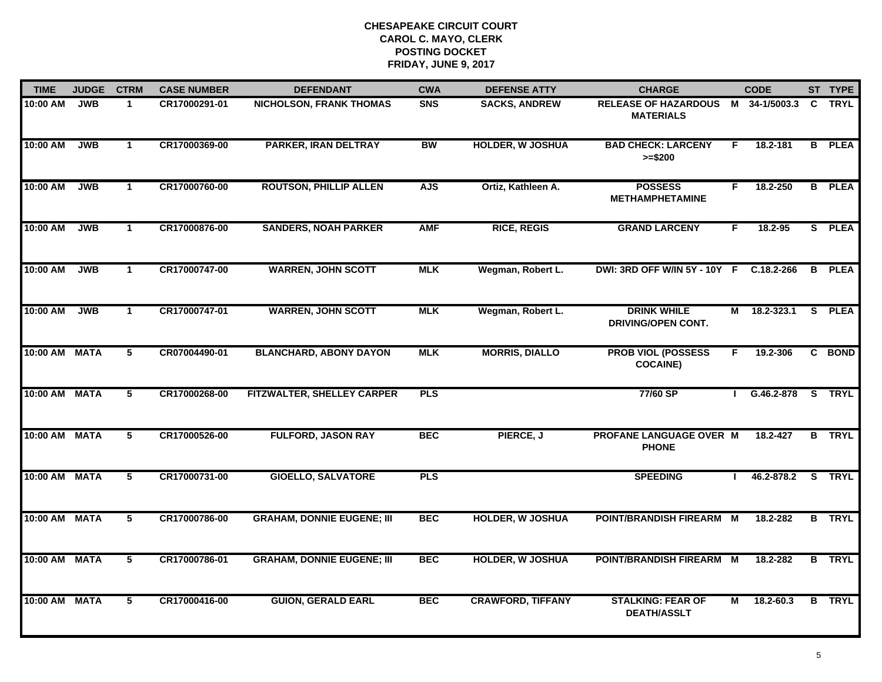# CHESAPEAKE CIRCUIT COURT
## CAROL C. MAYO, CLERK
## POSTING DOCKET
## FRIDAY, JUNE 9, 2017

| TIME | JUDGE | CTRM | CASE NUMBER | DEFENDANT | CWA | DEFENSE ATTY | CHARGE | | CODE | ST | TYPE |
|---|---|---|---|---|---|---|---|---|---|---|---|
| 10:00 AM | JWB | 1 | CR17000291-01 | NICHOLSON, FRANK THOMAS | SNS | SACKS, ANDREW | RELEASE OF HAZARDOUS MATERIALS | M | 34-1/5003.3 | C | TRYL |
| 10:00 AM | JWB | 1 | CR17000369-00 | PARKER, IRAN DELTRAY | BW | HOLDER, W JOSHUA | BAD CHECK: LARCENY >=$200 | F | 18.2-181 | B | PLEA |
| 10:00 AM | JWB | 1 | CR17000760-00 | ROUTSON, PHILLIP ALLEN | AJS | Ortiz, Kathleen A. | POSSESS METHAMPHETAMINE | F | 18.2-250 | B | PLEA |
| 10:00 AM | JWB | 1 | CR17000876-00 | SANDERS, NOAH PARKER | AMF | RICE, REGIS | GRAND LARCENY | F | 18.2-95 | S | PLEA |
| 10:00 AM | JWB | 1 | CR17000747-00 | WARREN, JOHN SCOTT | MLK | Wegman, Robert L. | DWI: 3RD OFF W/IN 5Y - 10Y | F | C.18.2-266 | B | PLEA |
| 10:00 AM | JWB | 1 | CR17000747-01 | WARREN, JOHN SCOTT | MLK | Wegman, Robert L. | DRINK WHILE DRIVING/OPEN CONT. | M | 18.2-323.1 | S | PLEA |
| 10:00 AM | MATA | 5 | CR07004490-01 | BLANCHARD, ABONY DAYON | MLK | MORRIS, DIALLO | PROB VIOL (POSSESS COCAINE) | F | 19.2-306 | C | BOND |
| 10:00 AM | MATA | 5 | CR17000268-00 | FITZWALTER, SHELLEY CARPER | PLS | | 77/60 SP | I | G.46.2-878 | S | TRYL |
| 10:00 AM | MATA | 5 | CR17000526-00 | FULFORD, JASON RAY | BEC | PIERCE, J | PROFANE LANGUAGE OVER PHONE | M | 18.2-427 | B | TRYL |
| 10:00 AM | MATA | 5 | CR17000731-00 | GIOELLO, SALVATORE | PLS | | SPEEDING | I | 46.2-878.2 | S | TRYL |
| 10:00 AM | MATA | 5 | CR17000786-00 | GRAHAM, DONNIE EUGENE; III | BEC | HOLDER, W JOSHUA | POINT/BRANDISH FIREARM | M | 18.2-282 | B | TRYL |
| 10:00 AM | MATA | 5 | CR17000786-01 | GRAHAM, DONNIE EUGENE; III | BEC | HOLDER, W JOSHUA | POINT/BRANDISH FIREARM | M | 18.2-282 | B | TRYL |
| 10:00 AM | MATA | 5 | CR17000416-00 | GUION, GERALD EARL | BEC | CRAWFORD, TIFFANY | STALKING: FEAR OF DEATH/ASSLT | M | 18.2-60.3 | B | TRYL |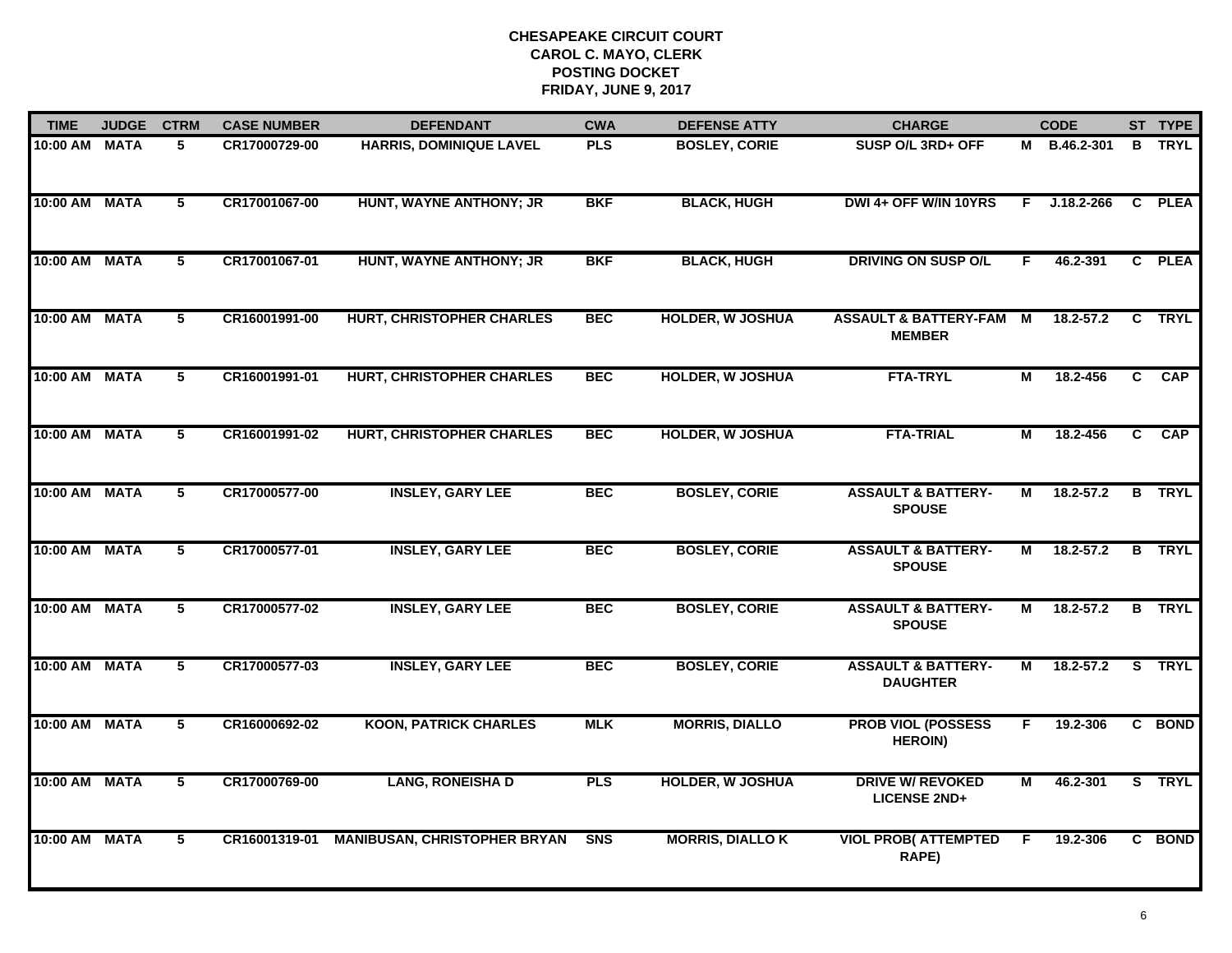**CHESAPEAKE CIRCUIT COURT**
**CAROL C. MAYO, CLERK**
**POSTING DOCKET**
**FRIDAY, JUNE 9, 2017**

| TIME | JUDGE | CTRM | CASE NUMBER | DEFENDANT | CWA | DEFENSE ATTY | CHARGE | | CODE | ST | TYPE |
|---|---|---|---|---|---|---|---|---|---|---|---|
| 10:00 AM | MATA | 5 | CR17000729-00 | HARRIS, DOMINIQUE LAVEL | PLS | BOSLEY, CORIE | SUSP O/L 3RD+ OFF | M | B.46.2-301 | B | TRYL |
| 10:00 AM | MATA | 5 | CR17001067-00 | HUNT, WAYNE ANTHONY; JR | BKF | BLACK, HUGH | DWI 4+ OFF W/IN 10YRS | F | J.18.2-266 | C | PLEA |
| 10:00 AM | MATA | 5 | CR17001067-01 | HUNT, WAYNE ANTHONY; JR | BKF | BLACK, HUGH | DRIVING ON SUSP O/L | F | 46.2-391 | C | PLEA |
| 10:00 AM | MATA | 5 | CR16001991-00 | HURT, CHRISTOPHER CHARLES | BEC | HOLDER, W JOSHUA | ASSAULT & BATTERY-FAM MEMBER | M | 18.2-57.2 | C | TRYL |
| 10:00 AM | MATA | 5 | CR16001991-01 | HURT, CHRISTOPHER CHARLES | BEC | HOLDER, W JOSHUA | FTA-TRYL | M | 18.2-456 | C | CAP |
| 10:00 AM | MATA | 5 | CR16001991-02 | HURT, CHRISTOPHER CHARLES | BEC | HOLDER, W JOSHUA | FTA-TRIAL | M | 18.2-456 | C | CAP |
| 10:00 AM | MATA | 5 | CR17000577-00 | INSLEY, GARY LEE | BEC | BOSLEY, CORIE | ASSAULT & BATTERY-SPOUSE | M | 18.2-57.2 | B | TRYL |
| 10:00 AM | MATA | 5 | CR17000577-01 | INSLEY, GARY LEE | BEC | BOSLEY, CORIE | ASSAULT & BATTERY-SPOUSE | M | 18.2-57.2 | B | TRYL |
| 10:00 AM | MATA | 5 | CR17000577-02 | INSLEY, GARY LEE | BEC | BOSLEY, CORIE | ASSAULT & BATTERY-SPOUSE | M | 18.2-57.2 | B | TRYL |
| 10:00 AM | MATA | 5 | CR17000577-03 | INSLEY, GARY LEE | BEC | BOSLEY, CORIE | ASSAULT & BATTERY-DAUGHTER | M | 18.2-57.2 | S | TRYL |
| 10:00 AM | MATA | 5 | CR16000692-02 | KOON, PATRICK CHARLES | MLK | MORRIS, DIALLO | PROB VIOL (POSSESS HEROIN) | F | 19.2-306 | C | BOND |
| 10:00 AM | MATA | 5 | CR17000769-00 | LANG, RONEISHA D | PLS | HOLDER, W JOSHUA | DRIVE W/ REVOKED LICENSE 2ND+ | M | 46.2-301 | S | TRYL |
| 10:00 AM | MATA | 5 | CR16001319-01 | MANIBUSAN, CHRISTOPHER BRYAN | SNS | MORRIS, DIALLO K | VIOL PROB( ATTEMPTED RAPE) | F | 19.2-306 | C | BOND |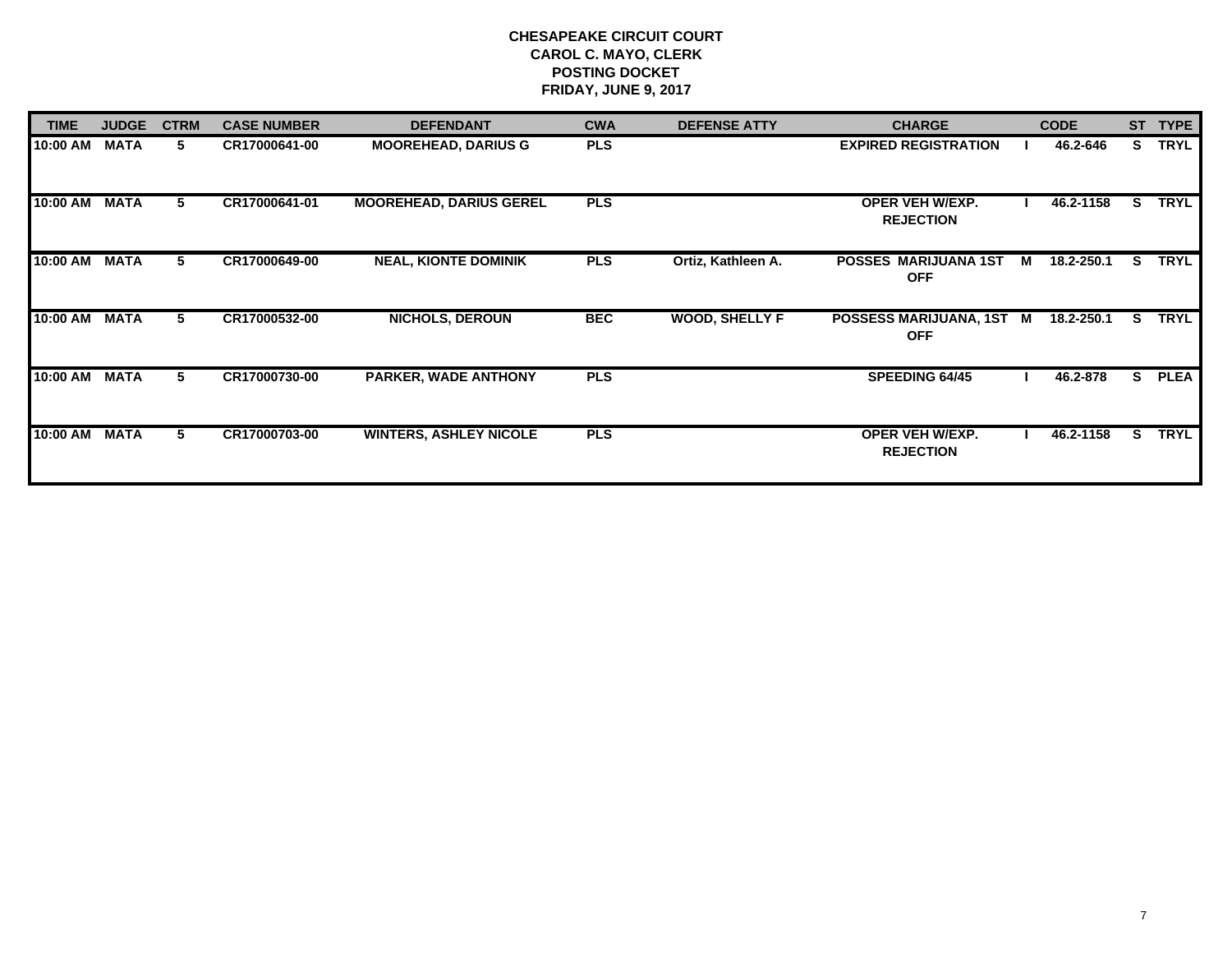**CHESAPEAKE CIRCUIT COURT**
**CAROL C. MAYO, CLERK**
**POSTING DOCKET**
**FRIDAY, JUNE 9, 2017**

| TIME | JUDGE | CTRM | CASE NUMBER | DEFENDANT | CWA | DEFENSE ATTY | CHARGE | | CODE | ST | TYPE |
|---|---|---|---|---|---|---|---|---|---|---|---|
| 10:00 AM | MATA | 5 | CR17000641-00 | MOOREHEAD, DARIUS G | PLS | | EXPIRED REGISTRATION | I | 46.2-646 | S | TRYL |
| 10:00 AM | MATA | 5 | CR17000641-01 | MOOREHEAD, DARIUS GEREL | PLS | | OPER VEH W/EXP. REJECTION | I | 46.2-1158 | S | TRYL |
| 10:00 AM | MATA | 5 | CR17000649-00 | NEAL, KIONTE DOMINIK | PLS | Ortiz, Kathleen A. | POSSES MARIJUANA 1ST OFF | M | 18.2-250.1 | S | TRYL |
| 10:00 AM | MATA | 5 | CR17000532-00 | NICHOLS, DEROUN | BEC | WOOD, SHELLY F | POSSESS MARIJUANA, 1ST OFF | M | 18.2-250.1 | S | TRYL |
| 10:00 AM | MATA | 5 | CR17000730-00 | PARKER, WADE ANTHONY | PLS | | SPEEDING 64/45 | I | 46.2-878 | S | PLEA |
| 10:00 AM | MATA | 5 | CR17000703-00 | WINTERS, ASHLEY NICOLE | PLS | | OPER VEH W/EXP. REJECTION | I | 46.2-1158 | S | TRYL |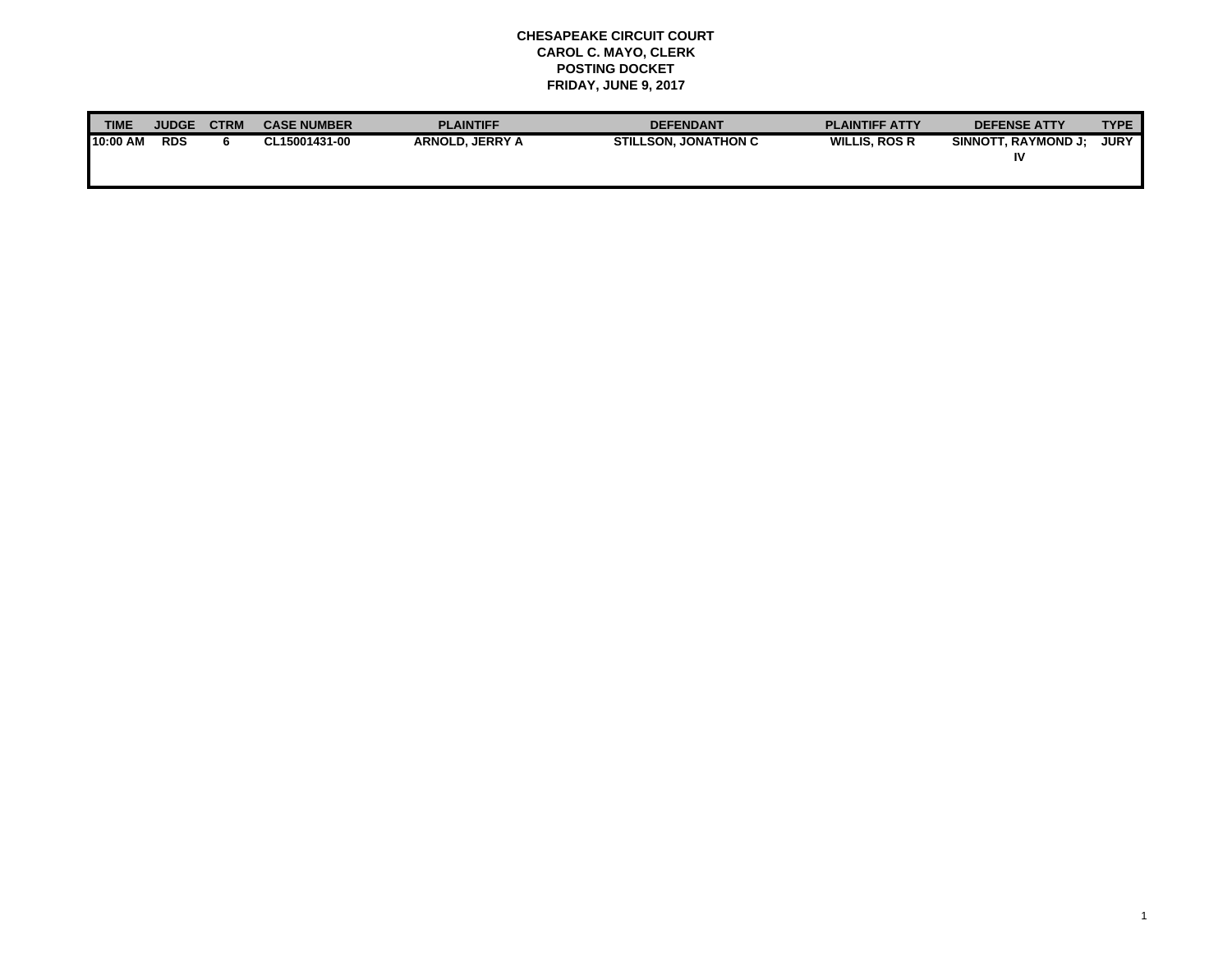**CHESAPEAKE CIRCUIT COURT**
**CAROL C. MAYO, CLERK**
**POSTING DOCKET**
**FRIDAY, JUNE 9, 2017**

| TIME | JUDGE | CTRM | CASE NUMBER | PLAINTIFF | DEFENDANT | PLAINTIFF ATTY | DEFENSE ATTY | TYPE |
|---|---|---|---|---|---|---|---|---|
| 10:00 AM | RDS | 6 | CL15001431-00 | ARNOLD, JERRY A | STILLSON, JONATHON C | WILLIS, ROS R | SINNOTT, RAYMOND J; IV | JURY |